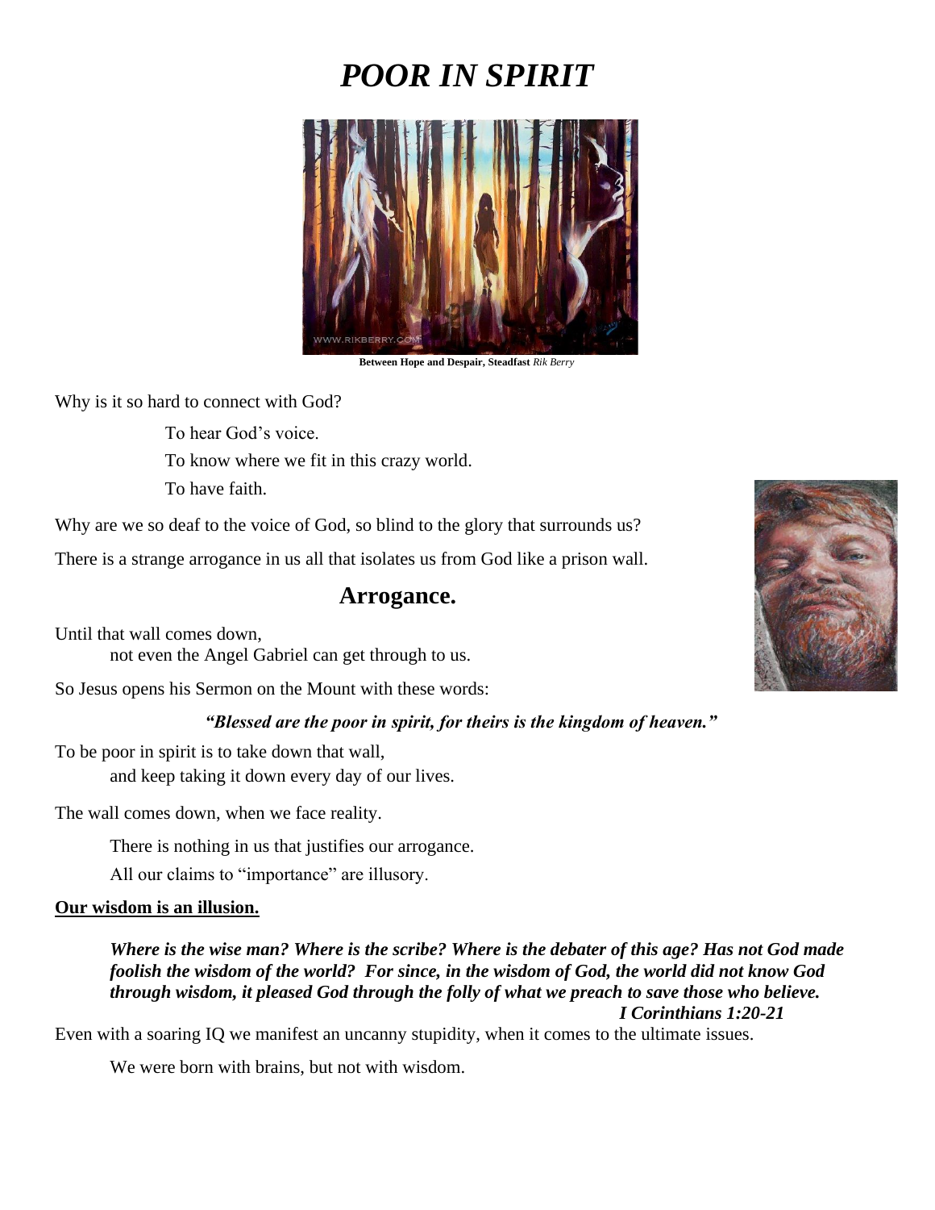# *POOR IN SPIRIT*

**Between Hope and Despair, Steadfast** *Rik Berry*

Why is it so hard to connect with God?

To hear God's voice.

To know where we fit in this crazy world.

To have faith.

Why are we so deaf to the voice of God, so blind to the glory that surrounds us?

There is a strange arrogance in us all that isolates us from God like a prison wall.

## Arrogance.

Until that wall comes down,
not even the Angel Gabriel can get through to us.

So Jesus opens his Sermon on the Mount with these words:

***"Blessed are the poor in spirit, for theirs is the kingdom of heaven."***

To be poor in spirit is to take down that wall,
and keep taking it down every day of our lives.

The wall comes down, when we face reality.

There is nothing in us that justifies our arrogance.

All our claims to "importance" are illusory.

**Our wisdom is an illusion.**

***Where is the wise man? Where is the scribe? Where is the debater of this age? Has not God made foolish the wisdom of the world? For since, in the wisdom of God, the world did not know God through wisdom, it pleased God through the folly of what we preach to save those who believe.***
***I Corinthians 1:20-21***

Even with a soaring IQ we manifest an uncanny stupidity, when it comes to the ultimate issues.

We were born with brains, but not with wisdom.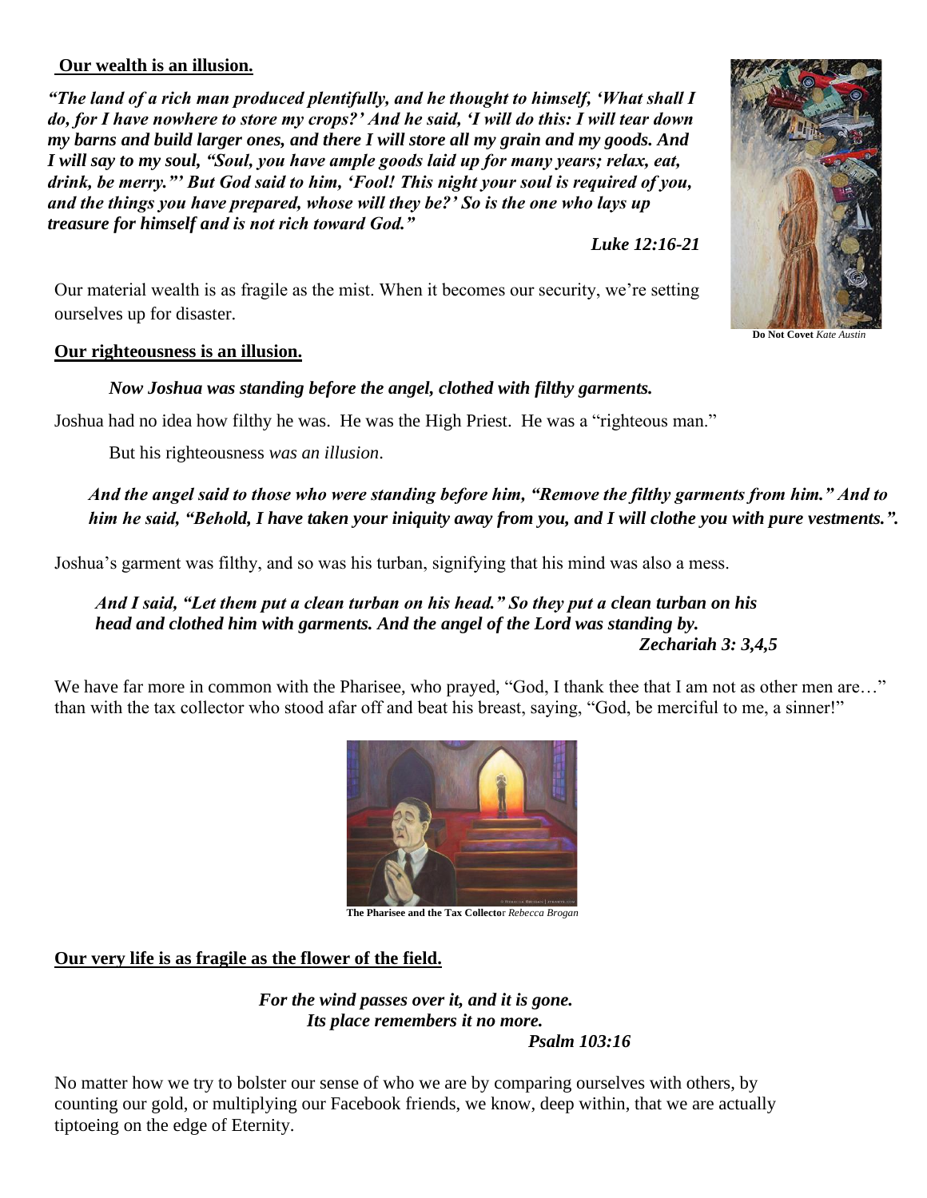**Our wealth is an illusion.**

***"The land of a rich man produced plentifully, and he thought to himself, 'What shall I do, for I have nowhere to store my crops?' And he said, 'I will do this: I will tear down my barns and build larger ones, and there I will store all my grain and my goods. And I will say to my soul, "Soul, you have ample goods laid up for many years; relax, eat, drink, be merry."' But God said to him, 'Fool! This night your soul is required of you, and the things you have prepared, whose will they be?' So is the one who lays up treasure for himself and is not rich toward God."***

***Luke 12:16-21***

Our material wealth is as fragile as the mist. When it becomes our security, we're setting ourselves up for disaster.

**Do Not Covet** *Kate Austin*

**Our righteousness is an illusion.**

***Now Joshua was standing before the angel, clothed with filthy garments.***

Joshua had no idea how filthy he was. He was the High Priest. He was a "righteous man."

But his righteousness *was an illusion*.

***And the angel said to those who were standing before him, "Remove the filthy garments from him." And to him he said, "Behold, I have taken your iniquity away from you, and I will clothe you with pure vestments.".***

Joshua's garment was filthy, and so was his turban, signifying that his mind was also a mess.

***And I said, "Let them put a clean turban on his head." So they put a clean turban on his head and clothed him with garments. And the angel of the Lord was standing by.***

***Zechariah 3: 3,4,5***

We have far more in common with the Pharisee, who prayed, "God, I thank thee that I am not as other men are…" than with the tax collector who stood afar off and beat his breast, saying, "God, be merciful to me, a sinner!"

**The Pharisee and the Tax Collector** *Rebecca Brogan*

**Our very life is as fragile as the flower of the field.**

***For the wind passes over it, and it is gone.***
***Its place remembers it no more.***

***Psalm 103:16***

No matter how we try to bolster our sense of who we are by comparing ourselves with others, by counting our gold, or multiplying our Facebook friends, we know, deep within, that we are actually tiptoeing on the edge of Eternity.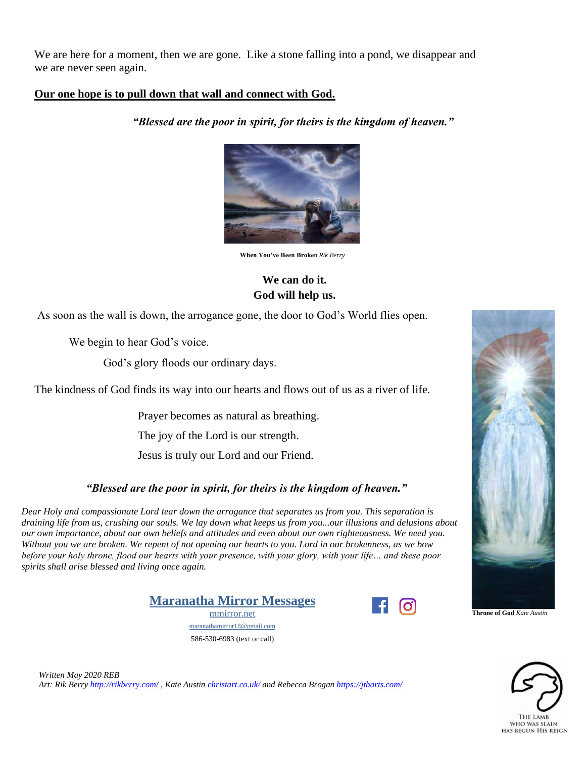We are here for a moment, then we are gone. Like a stone falling into a pond, we disappear and we are never seen again.

**Our one hope is to pull down that wall and connect with God.**

***"Blessed are the poor in spirit, for theirs is the kingdom of heaven."***

**When You've Been Broke**n *Rik Berry*

**We can do it.**
**God will help us.**

As soon as the wall is down, the arrogance gone, the door to God's World flies open.

We begin to hear God's voice.

God's glory floods our ordinary days.

The kindness of God finds its way into our hearts and flows out of us as a river of life.

Prayer becomes as natural as breathing.

The joy of the Lord is our strength.

Jesus is truly our Lord and our Friend.

***"Blessed are the poor in spirit, for theirs is the kingdom of heaven."***

*Dear Holy and compassionate Lord tear down the arrogance that separates us from you. This separation is draining life from us, crushing our souls. We lay down what keeps us from you...our illusions and delusions about our own importance, about our own beliefs and attitudes and even about our own righteousness. We need you. Without you we are broken. We repent of not opening our hearts to you. Lord in our brokenness, as we bow before your holy throne, flood our hearts with your presence, with your glory, with your life… and these poor spirits shall arise blessed and living once again.*

**Throne of God** *Kate Austin*

**Maranatha Mirror Messages**
mmirror.net
maranathamirror18@gmail.com
586-530-6983 (text or call)

*Written May 2020 REB*
*Art: Rik Berry* http://rikberry.com/ *, Kate Austin* christart.co.uk/ *and Rebecca Brogan* https://jtbarts.com/

THE LAMB
WHO WAS SLAIN
HAS BEGUN HIS REIGN